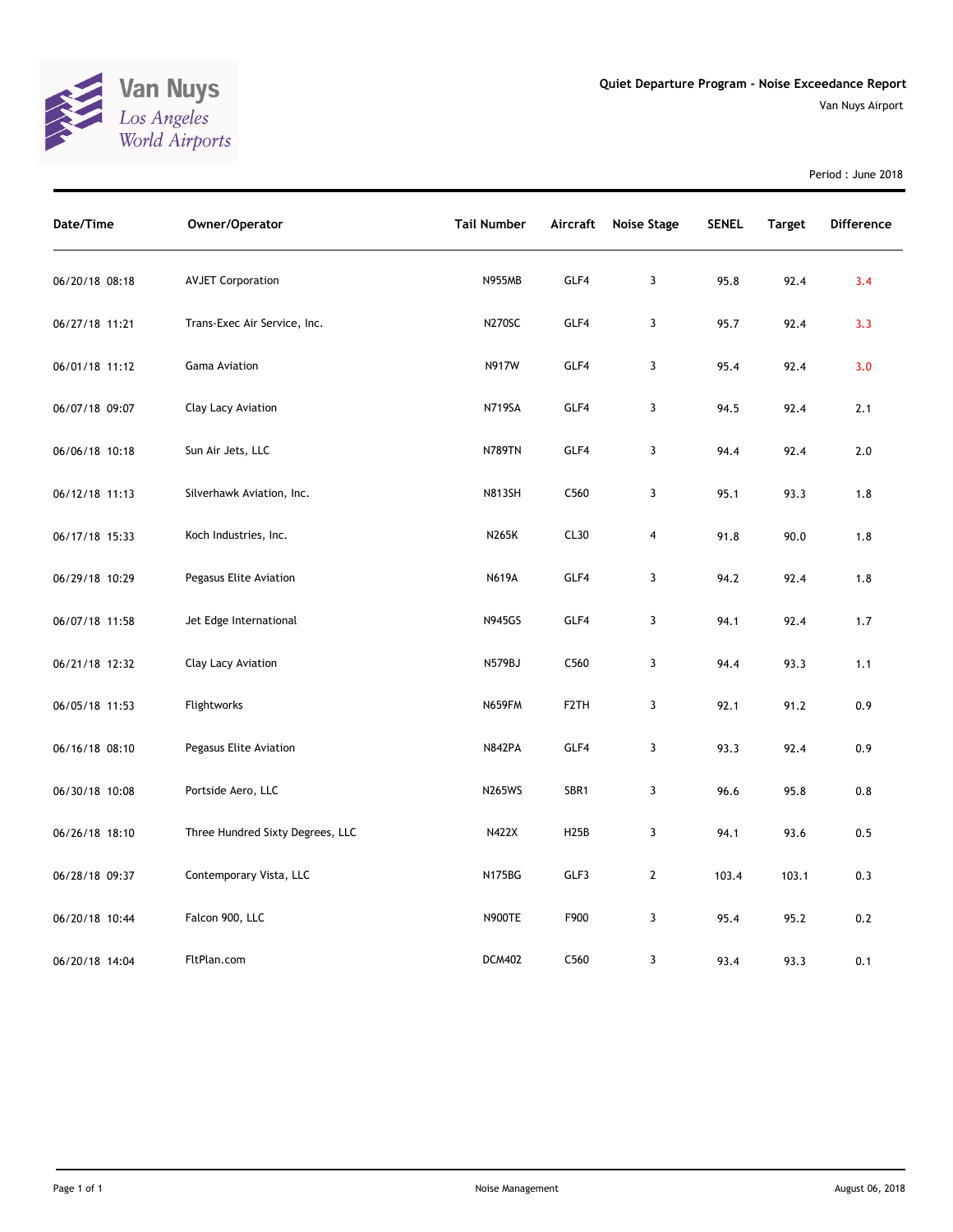Van Nuys
Los Angeles
World Airports

# Quiet Departure Program - Noise Exceedance Report

Van Nuys Airport

Period : June 2018

| Date/Time | Owner/Operator | Tail Number | Aircraft | Noise Stage | SENEL | Target | Difference |
|---|---|---|---|---|---|---|---|
| 06/20/18 08:18 | AVJET Corporation | N955MB | GLF4 | 3 | 95.8 | 92.4 | 3.4 |
| 06/27/18 11:21 | Trans-Exec Air Service, Inc. | N270SC | GLF4 | 3 | 95.7 | 92.4 | 3.3 |
| 06/01/18 11:12 | Gama Aviation | N917W | GLF4 | 3 | 95.4 | 92.4 | 3.0 |
| 06/07/18 09:07 | Clay Lacy Aviation | N719SA | GLF4 | 3 | 94.5 | 92.4 | 2.1 |
| 06/06/18 10:18 | Sun Air Jets, LLC | N789TN | GLF4 | 3 | 94.4 | 92.4 | 2.0 |
| 06/12/18 11:13 | Silverhawk Aviation, Inc. | N813SH | C560 | 3 | 95.1 | 93.3 | 1.8 |
| 06/17/18 15:33 | Koch Industries, Inc. | N265K | CL30 | 4 | 91.8 | 90.0 | 1.8 |
| 06/29/18 10:29 | Pegasus Elite Aviation | N619A | GLF4 | 3 | 94.2 | 92.4 | 1.8 |
| 06/07/18 11:58 | Jet Edge International | N945GS | GLF4 | 3 | 94.1 | 92.4 | 1.7 |
| 06/21/18 12:32 | Clay Lacy Aviation | N579BJ | C560 | 3 | 94.4 | 93.3 | 1.1 |
| 06/05/18 11:53 | Flightworks | N659FM | F2TH | 3 | 92.1 | 91.2 | 0.9 |
| 06/16/18 08:10 | Pegasus Elite Aviation | N842PA | GLF4 | 3 | 93.3 | 92.4 | 0.9 |
| 06/30/18 10:08 | Portside Aero, LLC | N265WS | SBR1 | 3 | 96.6 | 95.8 | 0.8 |
| 06/26/18 18:10 | Three Hundred Sixty Degrees, LLC | N422X | H25B | 3 | 94.1 | 93.6 | 0.5 |
| 06/28/18 09:37 | Contemporary Vista, LLC | N175BG | GLF3 | 2 | 103.4 | 103.1 | 0.3 |
| 06/20/18 10:44 | Falcon 900, LLC | N900TE | F900 | 3 | 95.4 | 95.2 | 0.2 |
| 06/20/18 14:04 | FltPlan.com | DCM402 | C560 | 3 | 93.4 | 93.3 | 0.1 |

Noise Management

August 06, 2018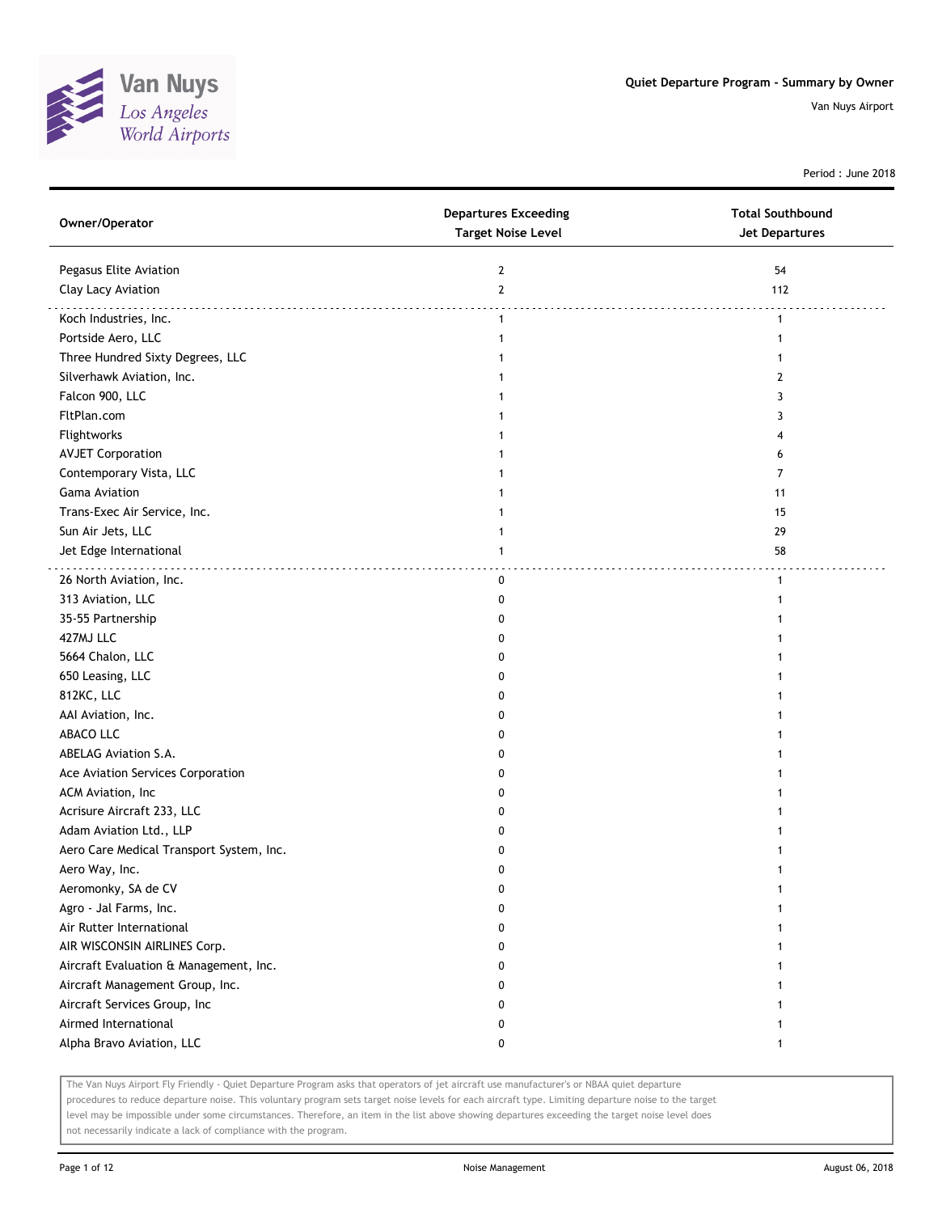# Quiet Departure Program - Summary by Owner

Van Nuys Airport

Period : June 2018

| Owner/Operator | Departures Exceeding Target Noise Level | Total Southbound Jet Departures |
|---|---|---|
| Pegasus Elite Aviation | 2 | 54 |
| Clay Lacy Aviation | 2 | 112 |
| Koch Industries, Inc. | 1 | 1 |
| Portside Aero, LLC | 1 | 1 |
| Three Hundred Sixty Degrees, LLC | 1 | 1 |
| Silverhawk Aviation, Inc. | 1 | 2 |
| Falcon 900, LLC | 1 | 3 |
| FltPlan.com | 1 | 3 |
| Flightworks | 1 | 4 |
| AVJET Corporation | 1 | 6 |
| Contemporary Vista, LLC | 1 | 7 |
| Gama Aviation | 1 | 11 |
| Trans-Exec Air Service, Inc. | 1 | 15 |
| Sun Air Jets, LLC | 1 | 29 |
| Jet Edge International | 1 | 58 |
| 26 North Aviation, Inc. | 0 | 1 |
| 313 Aviation, LLC | 0 | 1 |
| 35-55 Partnership | 0 | 1 |
| 427MJ LLC | 0 | 1 |
| 5664 Chalon, LLC | 0 | 1 |
| 650 Leasing, LLC | 0 | 1 |
| 812KC, LLC | 0 | 1 |
| AAI Aviation, Inc. | 0 | 1 |
| ABACO LLC | 0 | 1 |
| ABELAG Aviation S.A. | 0 | 1 |
| Ace Aviation Services Corporation | 0 | 1 |
| ACM Aviation, Inc | 0 | 1 |
| Acrisure Aircraft 233, LLC | 0 | 1 |
| Adam Aviation Ltd., LLP | 0 | 1 |
| Aero Care Medical Transport System, Inc. | 0 | 1 |
| Aero Way, Inc. | 0 | 1 |
| Aeromonky, SA de CV | 0 | 1 |
| Agro - Jal Farms, Inc. | 0 | 1 |
| Air Rutter International | 0 | 1 |
| AIR WISCONSIN AIRLINES Corp. | 0 | 1 |
| Aircraft Evaluation & Management, Inc. | 0 | 1 |
| Aircraft Management Group, Inc. | 0 | 1 |
| Aircraft Services Group, Inc | 0 | 1 |
| Airmed International | 0 | 1 |
| Alpha Bravo Aviation, LLC | 0 | 1 |

The Van Nuys Airport Fly Friendly - Quiet Departure Program asks that operators of jet aircraft use manufacturer's or NBAA quiet departure procedures to reduce departure noise. This voluntary program sets target noise levels for each aircraft type. Limiting departure noise to the target level may be impossible under some circumstances. Therefore, an item in the list above showing departures exceeding the target noise level does not necessarily indicate a lack of compliance with the program.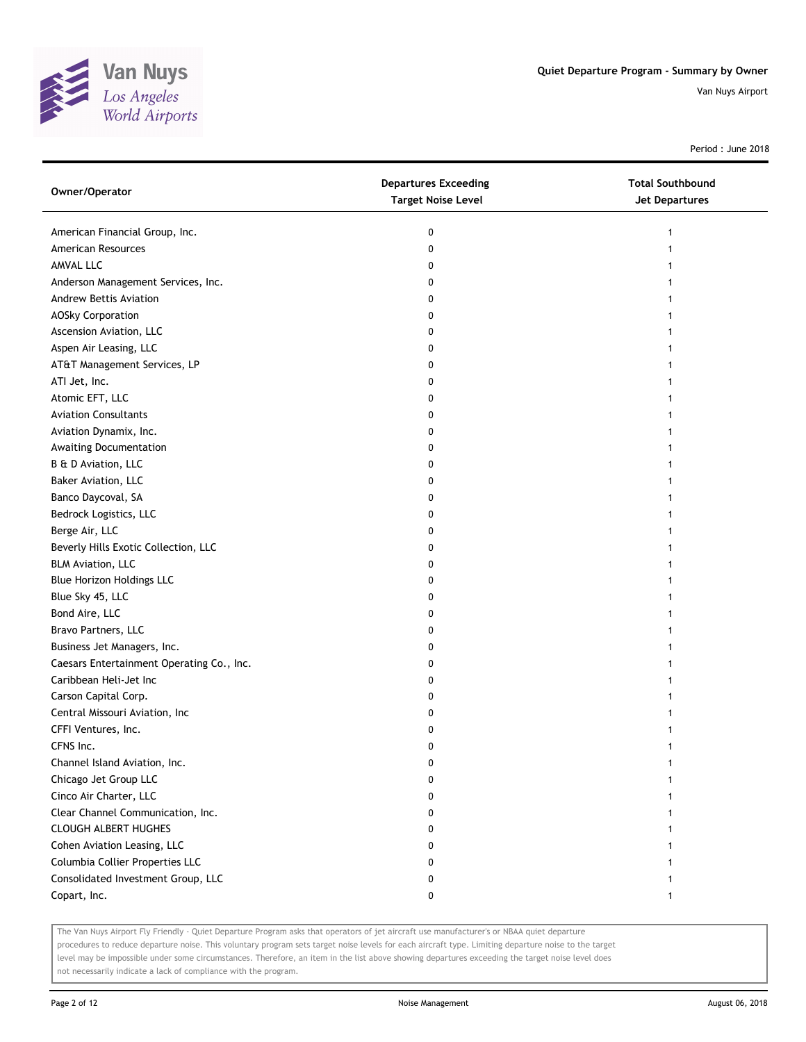# Quiet Departure Program - Summary by Owner

Van Nuys Airport

Period : June 2018

| Owner/Operator | Departures Exceeding Target Noise Level | Total Southbound Jet Departures |
|---|---|---|
| American Financial Group, Inc. | 0 | 1 |
| American Resources | 0 | 1 |
| AMVAL LLC | 0 | 1 |
| Anderson Management Services, Inc. | 0 | 1 |
| Andrew Bettis Aviation | 0 | 1 |
| AOSky Corporation | 0 | 1 |
| Ascension Aviation, LLC | 0 | 1 |
| Aspen Air Leasing, LLC | 0 | 1 |
| AT&T Management Services, LP | 0 | 1 |
| ATI Jet, Inc. | 0 | 1 |
| Atomic EFT, LLC | 0 | 1 |
| Aviation Consultants | 0 | 1 |
| Aviation Dynamix, Inc. | 0 | 1 |
| Awaiting Documentation | 0 | 1 |
| B & D Aviation, LLC | 0 | 1 |
| Baker Aviation, LLC | 0 | 1 |
| Banco Daycoval, SA | 0 | 1 |
| Bedrock Logistics, LLC | 0 | 1 |
| Berge Air, LLC | 0 | 1 |
| Beverly Hills Exotic Collection, LLC | 0 | 1 |
| BLM Aviation, LLC | 0 | 1 |
| Blue Horizon Holdings LLC | 0 | 1 |
| Blue Sky 45, LLC | 0 | 1 |
| Bond Aire, LLC | 0 | 1 |
| Bravo Partners, LLC | 0 | 1 |
| Business Jet Managers, Inc. | 0 | 1 |
| Caesars Entertainment Operating Co., Inc. | 0 | 1 |
| Caribbean Heli-Jet Inc | 0 | 1 |
| Carson Capital Corp. | 0 | 1 |
| Central Missouri Aviation, Inc | 0 | 1 |
| CFFI Ventures, Inc. | 0 | 1 |
| CFNS Inc. | 0 | 1 |
| Channel Island Aviation, Inc. | 0 | 1 |
| Chicago Jet Group LLC | 0 | 1 |
| Cinco Air Charter, LLC | 0 | 1 |
| Clear Channel Communication, Inc. | 0 | 1 |
| CLOUGH ALBERT HUGHES | 0 | 1 |
| Cohen Aviation Leasing, LLC | 0 | 1 |
| Columbia Collier Properties LLC | 0 | 1 |
| Consolidated Investment Group, LLC | 0 | 1 |
| Copart, Inc. | 0 | 1 |

The Van Nuys Airport Fly Friendly - Quiet Departure Program asks that operators of jet aircraft use manufacturer's or NBAA quiet departure procedures to reduce departure noise. This voluntary program sets target noise levels for each aircraft type. Limiting departure noise to the target level may be impossible under some circumstances. Therefore, an item in the list above showing departures exceeding the target noise level does not necessarily indicate a lack of compliance with the program.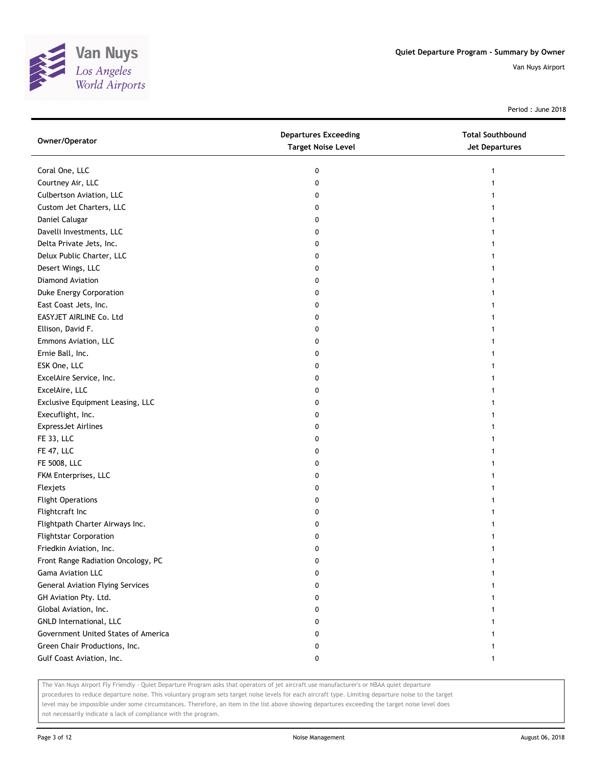Quiet Departure Program - Summary by Owner

Van Nuys Airport

Period : June 2018

| Owner/Operator | Departures Exceeding Target Noise Level | Total Southbound Jet Departures |
|---|---|---|
| Coral One, LLC | 0 | 1 |
| Courtney Air, LLC | 0 | 1 |
| Culbertson Aviation, LLC | 0 | 1 |
| Custom Jet Charters, LLC | 0 | 1 |
| Daniel Calugar | 0 | 1 |
| Davelli Investments, LLC | 0 | 1 |
| Delta Private Jets, Inc. | 0 | 1 |
| Delux Public Charter, LLC | 0 | 1 |
| Desert Wings, LLC | 0 | 1 |
| Diamond Aviation | 0 | 1 |
| Duke Energy Corporation | 0 | 1 |
| East Coast Jets, Inc. | 0 | 1 |
| EASYJET AIRLINE Co. Ltd | 0 | 1 |
| Ellison, David F. | 0 | 1 |
| Emmons Aviation, LLC | 0 | 1 |
| Ernie Ball, Inc. | 0 | 1 |
| ESK One, LLC | 0 | 1 |
| ExcelAire Service, Inc. | 0 | 1 |
| ExcelAire, LLC | 0 | 1 |
| Exclusive Equipment Leasing, LLC | 0 | 1 |
| Execuflight, Inc. | 0 | 1 |
| ExpressJet Airlines | 0 | 1 |
| FE 33, LLC | 0 | 1 |
| FE 47, LLC | 0 | 1 |
| FE 5008, LLC | 0 | 1 |
| FKM Enterprises, LLC | 0 | 1 |
| Flexjets | 0 | 1 |
| Flight Operations | 0 | 1 |
| Flightcraft Inc | 0 | 1 |
| Flightpath Charter Airways Inc. | 0 | 1 |
| Flightstar Corporation | 0 | 1 |
| Friedkin Aviation, Inc. | 0 | 1 |
| Front Range Radiation Oncology, PC | 0 | 1 |
| Gama Aviation LLC | 0 | 1 |
| General Aviation Flying Services | 0 | 1 |
| GH Aviation Pty. Ltd. | 0 | 1 |
| Global Aviation, Inc. | 0 | 1 |
| GNLD International, LLC | 0 | 1 |
| Government United States of America | 0 | 1 |
| Green Chair Productions, Inc. | 0 | 1 |
| Gulf Coast Aviation, Inc. | 0 | 1 |

The Van Nuys Airport Fly Friendly - Quiet Departure Program asks that operators of jet aircraft use manufacturer's or NBAA quiet departure procedures to reduce departure noise. This voluntary program sets target noise levels for each aircraft type. Limiting departure noise to the target level may be impossible under some circumstances. Therefore, an item in the list above showing departures exceeding the target noise level does not necessarily indicate a lack of compliance with the program.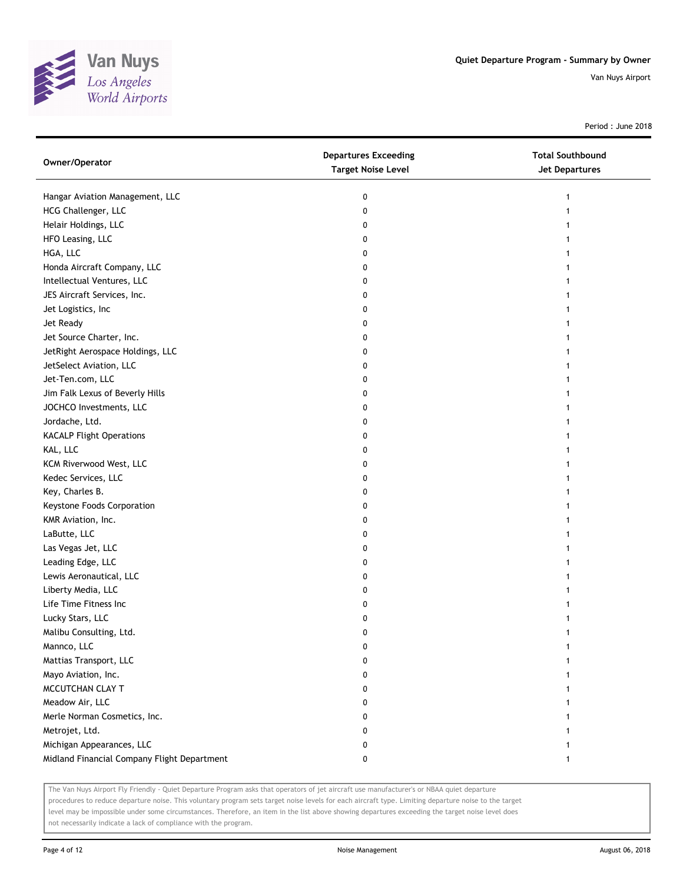Quiet Departure Program - Summary by Owner

Van Nuys Airport

Period : June 2018

| Owner/Operator | Departures Exceeding Target Noise Level | Total Southbound Jet Departures |
|---|---|---|
| Hangar Aviation Management, LLC | 0 | 1 |
| HCG Challenger, LLC | 0 | 1 |
| Helair Holdings, LLC | 0 | 1 |
| HFO Leasing, LLC | 0 | 1 |
| HGA, LLC | 0 | 1 |
| Honda Aircraft Company, LLC | 0 | 1 |
| Intellectual Ventures, LLC | 0 | 1 |
| JES Aircraft Services, Inc. | 0 | 1 |
| Jet Logistics, Inc | 0 | 1 |
| Jet Ready | 0 | 1 |
| Jet Source Charter, Inc. | 0 | 1 |
| JetRight Aerospace Holdings, LLC | 0 | 1 |
| JetSelect Aviation, LLC | 0 | 1 |
| Jet-Ten.com, LLC | 0 | 1 |
| Jim Falk Lexus of Beverly Hills | 0 | 1 |
| JOCHCO Investments, LLC | 0 | 1 |
| Jordache, Ltd. | 0 | 1 |
| KACALP Flight Operations | 0 | 1 |
| KAL, LLC | 0 | 1 |
| KCM Riverwood West, LLC | 0 | 1 |
| Kedec Services, LLC | 0 | 1 |
| Key, Charles B. | 0 | 1 |
| Keystone Foods Corporation | 0 | 1 |
| KMR Aviation, Inc. | 0 | 1 |
| LaButte, LLC | 0 | 1 |
| Las Vegas Jet, LLC | 0 | 1 |
| Leading Edge, LLC | 0 | 1 |
| Lewis Aeronautical, LLC | 0 | 1 |
| Liberty Media, LLC | 0 | 1 |
| Life Time Fitness Inc | 0 | 1 |
| Lucky Stars, LLC | 0 | 1 |
| Malibu Consulting, Ltd. | 0 | 1 |
| Mannco, LLC | 0 | 1 |
| Mattias Transport, LLC | 0 | 1 |
| Mayo Aviation, Inc. | 0 | 1 |
| MCCUTCHAN CLAY T | 0 | 1 |
| Meadow Air, LLC | 0 | 1 |
| Merle Norman Cosmetics, Inc. | 0 | 1 |
| Metrojet, Ltd. | 0 | 1 |
| Michigan Appearances, LLC | 0 | 1 |
| Midland Financial Company Flight Department | 0 | 1 |

The Van Nuys Airport Fly Friendly - Quiet Departure Program asks that operators of jet aircraft use manufacturer's or NBAA quiet departure procedures to reduce departure noise. This voluntary program sets target noise levels for each aircraft type. Limiting departure noise to the target level may be impossible under some circumstances. Therefore, an item in the list above showing departures exceeding the target noise level does not necessarily indicate a lack of compliance with the program.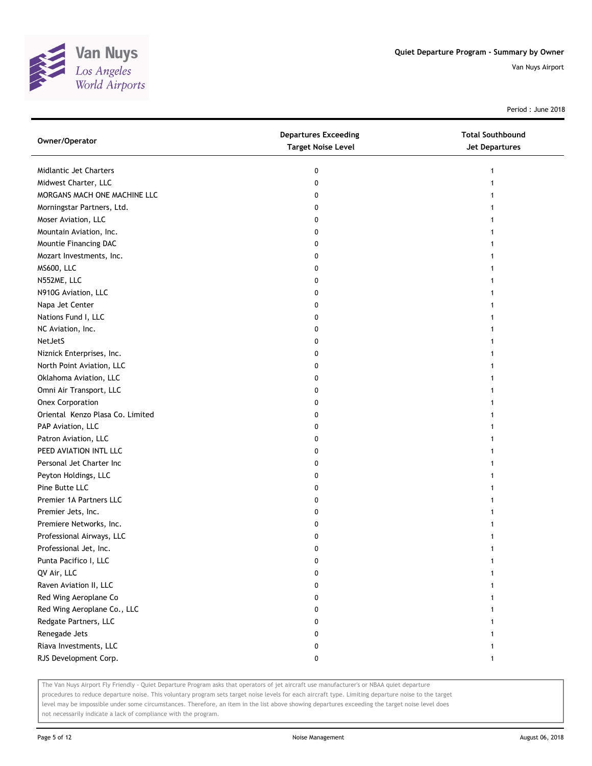Quiet Departure Program - Summary by Owner

Van Nuys Airport

Period : June 2018

| Owner/Operator | Departures Exceeding Target Noise Level | Total Southbound Jet Departures |
|---|---|---|
| Midlantic Jet Charters | 0 | 1 |
| Midwest Charter, LLC | 0 | 1 |
| MORGANS MACH ONE MACHINE LLC | 0 | 1 |
| Morningstar Partners, Ltd. | 0 | 1 |
| Moser Aviation, LLC | 0 | 1 |
| Mountain Aviation, Inc. | 0 | 1 |
| Mountie Financing DAC | 0 | 1 |
| Mozart Investments, Inc. | 0 | 1 |
| MS600, LLC | 0 | 1 |
| N552ME, LLC | 0 | 1 |
| N910G Aviation, LLC | 0 | 1 |
| Napa Jet Center | 0 | 1 |
| Nations Fund I, LLC | 0 | 1 |
| NC Aviation, Inc. | 0 | 1 |
| NetJetS | 0 | 1 |
| Niznick Enterprises, Inc. | 0 | 1 |
| North Point Aviation, LLC | 0 | 1 |
| Oklahoma Aviation, LLC | 0 | 1 |
| Omni Air Transport, LLC | 0 | 1 |
| Onex Corporation | 0 | 1 |
| Oriental Kenzo Plasa Co. Limited | 0 | 1 |
| PAP Aviation, LLC | 0 | 1 |
| Patron Aviation, LLC | 0 | 1 |
| PEED AVIATION INTL LLC | 0 | 1 |
| Personal Jet Charter Inc | 0 | 1 |
| Peyton Holdings, LLC | 0 | 1 |
| Pine Butte LLC | 0 | 1 |
| Premier 1A Partners LLC | 0 | 1 |
| Premier Jets, Inc. | 0 | 1 |
| Premiere Networks, Inc. | 0 | 1 |
| Professional Airways, LLC | 0 | 1 |
| Professional Jet, Inc. | 0 | 1 |
| Punta Pacifico I, LLC | 0 | 1 |
| QV Air, LLC | 0 | 1 |
| Raven Aviation II, LLC | 0 | 1 |
| Red Wing Aeroplane Co | 0 | 1 |
| Red Wing Aeroplane Co., LLC | 0 | 1 |
| Redgate Partners, LLC | 0 | 1 |
| Renegade Jets | 0 | 1 |
| Riava Investments, LLC | 0 | 1 |
| RJS Development Corp. | 0 | 1 |

The Van Nuys Airport Fly Friendly - Quiet Departure Program asks that operators of jet aircraft use manufacturer's or NBAA quiet departure procedures to reduce departure noise. This voluntary program sets target noise levels for each aircraft type. Limiting departure noise to the target level may be impossible under some circumstances. Therefore, an item in the list above showing departures exceeding the target noise level does not necessarily indicate a lack of compliance with the program.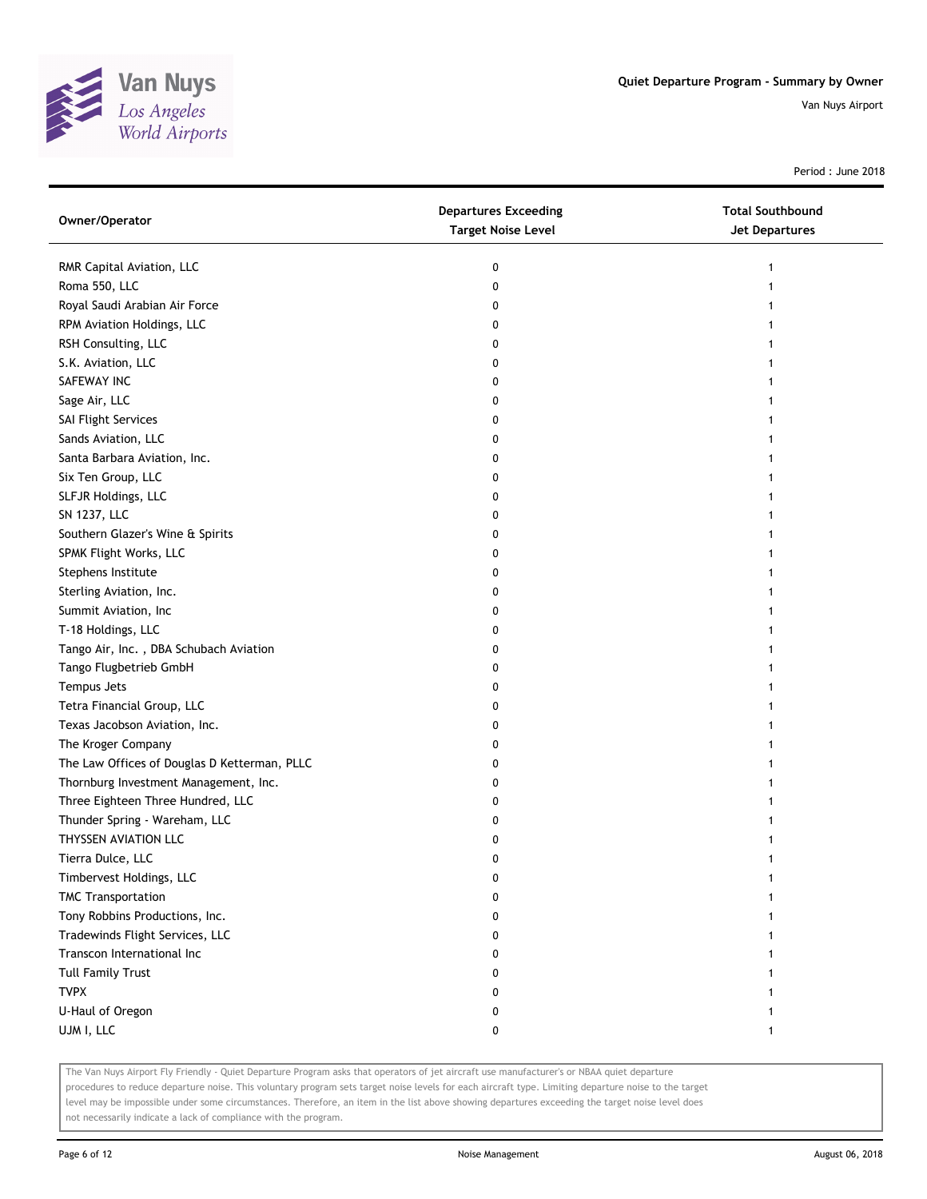# Quiet Departure Program - Summary by Owner

Van Nuys Airport

Period : June 2018

| Owner/Operator | Departures Exceeding Target Noise Level | Total Southbound Jet Departures |
|---|---|---|
| RMR Capital Aviation, LLC | 0 | 1 |
| Roma 550, LLC | 0 | 1 |
| Royal Saudi Arabian Air Force | 0 | 1 |
| RPM Aviation Holdings, LLC | 0 | 1 |
| RSH Consulting, LLC | 0 | 1 |
| S.K. Aviation, LLC | 0 | 1 |
| SAFEWAY INC | 0 | 1 |
| Sage Air, LLC | 0 | 1 |
| SAI Flight Services | 0 | 1 |
| Sands Aviation, LLC | 0 | 1 |
| Santa Barbara Aviation, Inc. | 0 | 1 |
| Six Ten Group, LLC | 0 | 1 |
| SLFJR Holdings, LLC | 0 | 1 |
| SN 1237, LLC | 0 | 1 |
| Southern Glazer's Wine & Spirits | 0 | 1 |
| SPMK Flight Works, LLC | 0 | 1 |
| Stephens Institute | 0 | 1 |
| Sterling Aviation, Inc. | 0 | 1 |
| Summit Aviation, Inc | 0 | 1 |
| T-18 Holdings, LLC | 0 | 1 |
| Tango Air, Inc. , DBA Schubach Aviation | 0 | 1 |
| Tango Flugbetrieb GmbH | 0 | 1 |
| Tempus Jets | 0 | 1 |
| Tetra Financial Group, LLC | 0 | 1 |
| Texas Jacobson Aviation, Inc. | 0 | 1 |
| The Kroger Company | 0 | 1 |
| The Law Offices of Douglas D Ketterman, PLLC | 0 | 1 |
| Thornburg Investment Management, Inc. | 0 | 1 |
| Three Eighteen Three Hundred, LLC | 0 | 1 |
| Thunder Spring - Wareham, LLC | 0 | 1 |
| THYSSEN AVIATION LLC | 0 | 1 |
| Tierra Dulce, LLC | 0 | 1 |
| Timbervest Holdings, LLC | 0 | 1 |
| TMC Transportation | 0 | 1 |
| Tony Robbins Productions, Inc. | 0 | 1 |
| Tradewinds Flight Services, LLC | 0 | 1 |
| Transcon International Inc | 0 | 1 |
| Tull Family Trust | 0 | 1 |
| TVPX | 0 | 1 |
| U-Haul of Oregon | 0 | 1 |
| UJM I, LLC | 0 | 1 |

The Van Nuys Airport Fly Friendly - Quiet Departure Program asks that operators of jet aircraft use manufacturer's or NBAA quiet departure procedures to reduce departure noise. This voluntary program sets target noise levels for each aircraft type. Limiting departure noise to the target level may be impossible under some circumstances. Therefore, an item in the list above showing departures exceeding the target noise level does not necessarily indicate a lack of compliance with the program.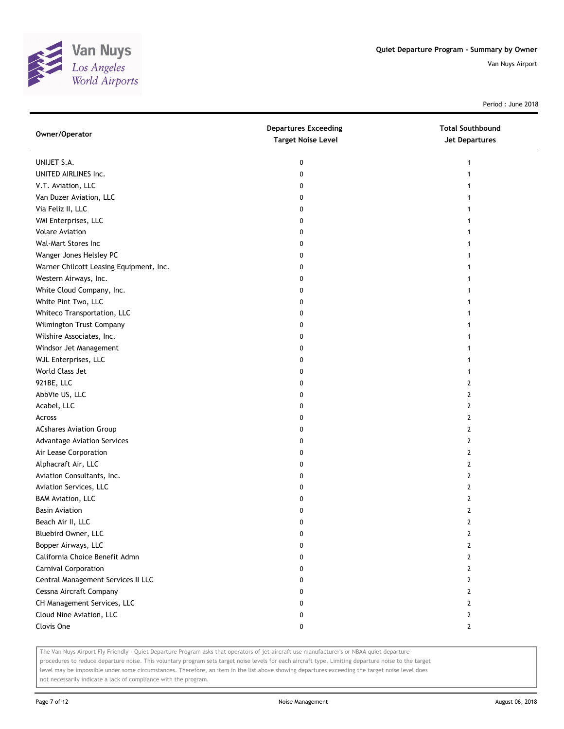Quiet Departure Program - Summary by Owner

Van Nuys Airport

Period : June 2018

| Owner/Operator | Departures Exceeding Target Noise Level | Total Southbound Jet Departures |
|---|---|---|
| UNIJET S.A. | 0 | 1 |
| UNITED AIRLINES Inc. | 0 | 1 |
| V.T. Aviation, LLC | 0 | 1 |
| Van Duzer Aviation, LLC | 0 | 1 |
| Via Feliz II, LLC | 0 | 1 |
| VMI Enterprises, LLC | 0 | 1 |
| Volare Aviation | 0 | 1 |
| Wal-Mart Stores Inc | 0 | 1 |
| Wanger Jones Helsley PC | 0 | 1 |
| Warner Chilcott Leasing Equipment, Inc. | 0 | 1 |
| Western Airways, Inc. | 0 | 1 |
| White Cloud Company, Inc. | 0 | 1 |
| White Pint Two, LLC | 0 | 1 |
| Whiteco Transportation, LLC | 0 | 1 |
| Wilmington Trust Company | 0 | 1 |
| Wilshire Associates, Inc. | 0 | 1 |
| Windsor Jet Management | 0 | 1 |
| WJL Enterprises, LLC | 0 | 1 |
| World Class Jet | 0 | 1 |
| 921BE, LLC | 0 | 2 |
| AbbVie US, LLC | 0 | 2 |
| Acabel, LLC | 0 | 2 |
| Across | 0 | 2 |
| ACshares Aviation Group | 0 | 2 |
| Advantage Aviation Services | 0 | 2 |
| Air Lease Corporation | 0 | 2 |
| Alphacraft Air, LLC | 0 | 2 |
| Aviation Consultants, Inc. | 0 | 2 |
| Aviation Services, LLC | 0 | 2 |
| BAM Aviation, LLC | 0 | 2 |
| Basin Aviation | 0 | 2 |
| Beach Air II, LLC | 0 | 2 |
| Bluebird Owner, LLC | 0 | 2 |
| Bopper Airways, LLC | 0 | 2 |
| California Choice Benefit Admn | 0 | 2 |
| Carnival Corporation | 0 | 2 |
| Central Management Services II LLC | 0 | 2 |
| Cessna Aircraft Company | 0 | 2 |
| CH Management Services, LLC | 0 | 2 |
| Cloud Nine Aviation, LLC | 0 | 2 |
| Clovis One | 0 | 2 |

The Van Nuys Airport Fly Friendly - Quiet Departure Program asks that operators of jet aircraft use manufacturer's or NBAA quiet departure procedures to reduce departure noise. This voluntary program sets target noise levels for each aircraft type. Limiting departure noise to the target level may be impossible under some circumstances. Therefore, an item in the list above showing departures exceeding the target noise level does not necessarily indicate a lack of compliance with the program.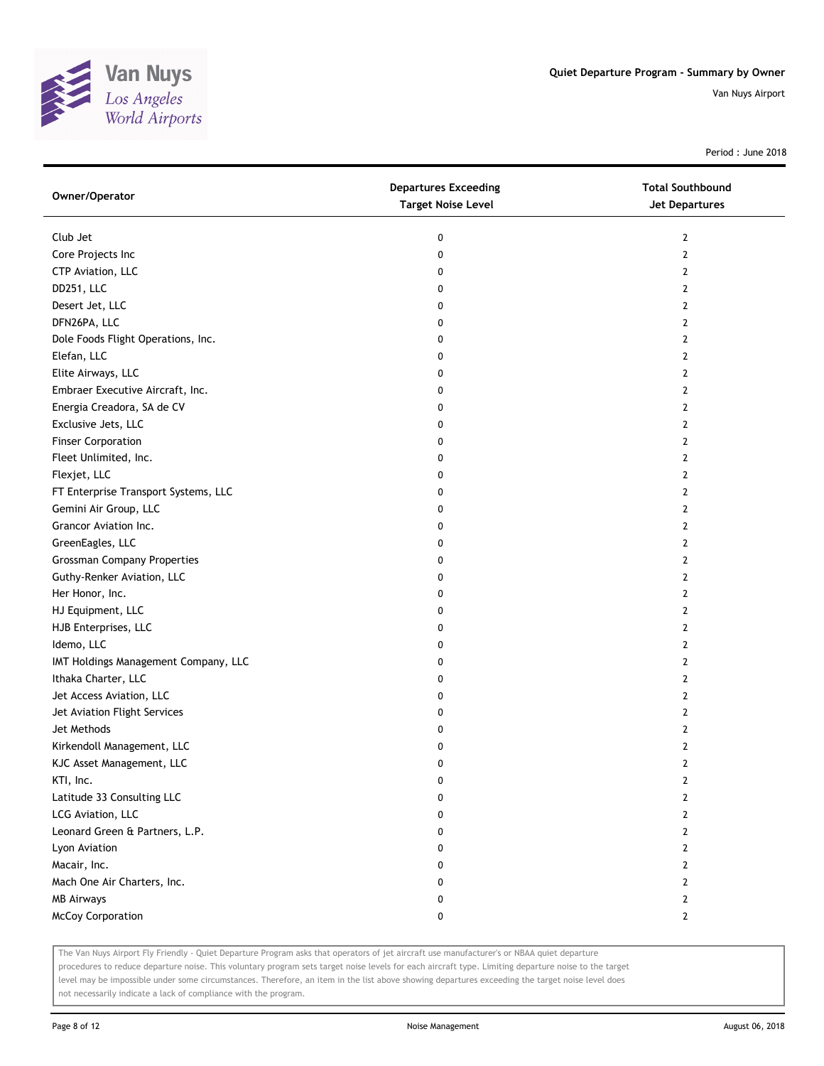Quiet Departure Program - Summary by Owner

Van Nuys Airport

Period : June 2018

| Owner/Operator | Departures Exceeding Target Noise Level | Total Southbound Jet Departures |
|---|---|---|
| Club Jet | 0 | 2 |
| Core Projects Inc | 0 | 2 |
| CTP Aviation, LLC | 0 | 2 |
| DD251, LLC | 0 | 2 |
| Desert Jet, LLC | 0 | 2 |
| DFN26PA, LLC | 0 | 2 |
| Dole Foods Flight Operations, Inc. | 0 | 2 |
| Elefan, LLC | 0 | 2 |
| Elite Airways, LLC | 0 | 2 |
| Embraer Executive Aircraft, Inc. | 0 | 2 |
| Energia Creadora, SA de CV | 0 | 2 |
| Exclusive Jets, LLC | 0 | 2 |
| Finser Corporation | 0 | 2 |
| Fleet Unlimited, Inc. | 0 | 2 |
| Flexjet, LLC | 0 | 2 |
| FT Enterprise Transport Systems, LLC | 0 | 2 |
| Gemini Air Group, LLC | 0 | 2 |
| Grancor Aviation Inc. | 0 | 2 |
| GreenEagles, LLC | 0 | 2 |
| Grossman Company Properties | 0 | 2 |
| Guthy-Renker Aviation, LLC | 0 | 2 |
| Her Honor, Inc. | 0 | 2 |
| HJ Equipment, LLC | 0 | 2 |
| HJB Enterprises, LLC | 0 | 2 |
| Idemo, LLC | 0 | 2 |
| IMT Holdings Management Company, LLC | 0 | 2 |
| Ithaka Charter, LLC | 0 | 2 |
| Jet Access Aviation, LLC | 0 | 2 |
| Jet Aviation Flight Services | 0 | 2 |
| Jet Methods | 0 | 2 |
| Kirkendoll Management, LLC | 0 | 2 |
| KJC Asset Management, LLC | 0 | 2 |
| KTI, Inc. | 0 | 2 |
| Latitude 33 Consulting LLC | 0 | 2 |
| LCG Aviation, LLC | 0 | 2 |
| Leonard Green & Partners, L.P. | 0 | 2 |
| Lyon Aviation | 0 | 2 |
| Macair, Inc. | 0 | 2 |
| Mach One Air Charters, Inc. | 0 | 2 |
| MB Airways | 0 | 2 |
| McCoy Corporation | 0 | 2 |

The Van Nuys Airport Fly Friendly - Quiet Departure Program asks that operators of jet aircraft use manufacturer's or NBAA quiet departure procedures to reduce departure noise. This voluntary program sets target noise levels for each aircraft type. Limiting departure noise to the target level may be impossible under some circumstances. Therefore, an item in the list above showing departures exceeding the target noise level does not necessarily indicate a lack of compliance with the program.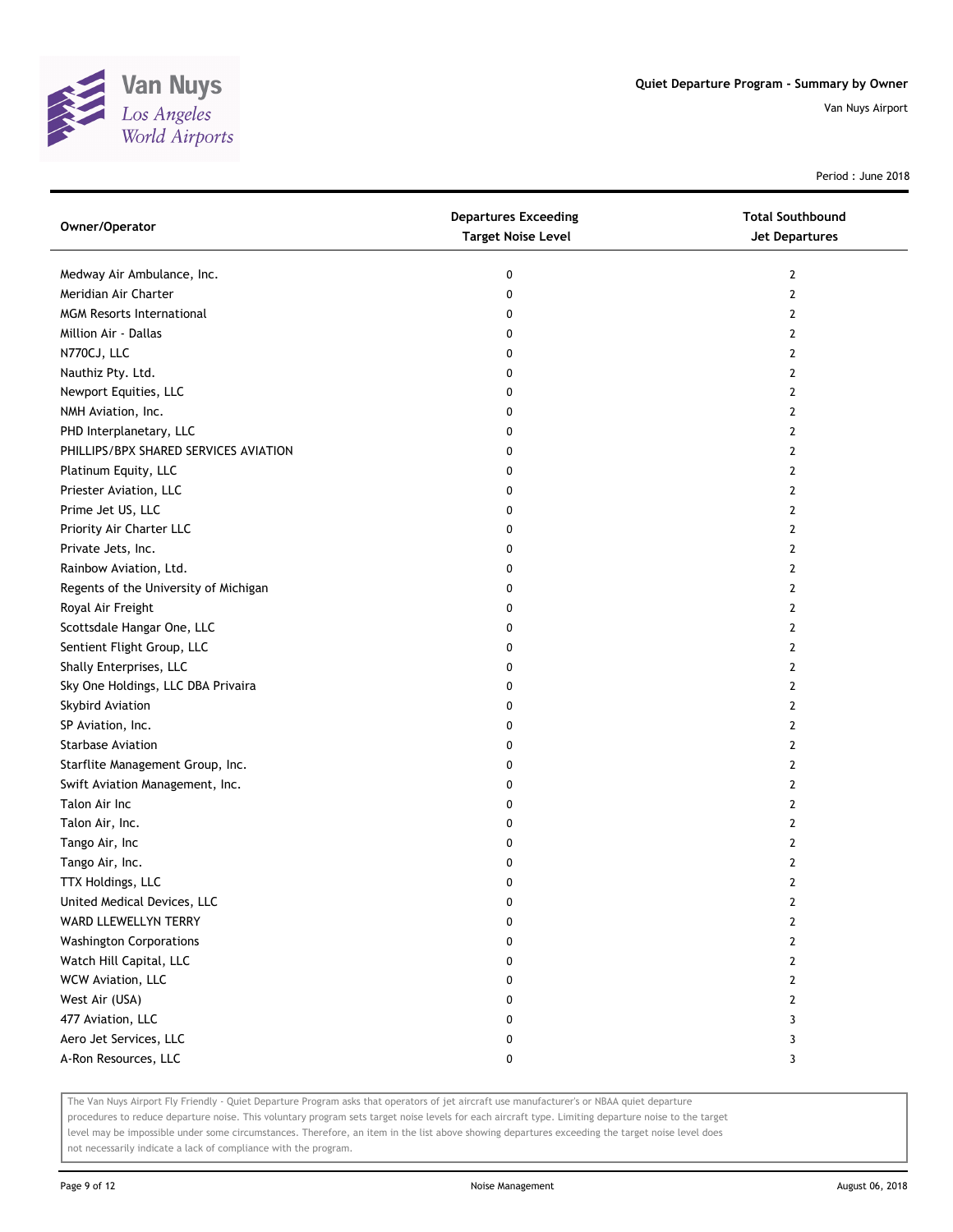# Quiet Departure Program - Summary by Owner

Van Nuys Airport

Period : June 2018

| Owner/Operator | Departures Exceeding Target Noise Level | Total Southbound Jet Departures |
| --- | --- | --- |
| Medway Air Ambulance, Inc. | 0 | 2 |
| Meridian Air Charter | 0 | 2 |
| MGM Resorts International | 0 | 2 |
| Million Air - Dallas | 0 | 2 |
| N770CJ, LLC | 0 | 2 |
| Nauthiz Pty. Ltd. | 0 | 2 |
| Newport Equities, LLC | 0 | 2 |
| NMH Aviation, Inc. | 0 | 2 |
| PHD Interplanetary, LLC | 0 | 2 |
| PHILLIPS/BPX SHARED SERVICES AVIATION | 0 | 2 |
| Platinum Equity, LLC | 0 | 2 |
| Priester Aviation, LLC | 0 | 2 |
| Prime Jet US, LLC | 0 | 2 |
| Priority Air Charter LLC | 0 | 2 |
| Private Jets, Inc. | 0 | 2 |
| Rainbow Aviation, Ltd. | 0 | 2 |
| Regents of the University of Michigan | 0 | 2 |
| Royal Air Freight | 0 | 2 |
| Scottsdale Hangar One, LLC | 0 | 2 |
| Sentient Flight Group, LLC | 0 | 2 |
| Shally Enterprises, LLC | 0 | 2 |
| Sky One Holdings, LLC DBA Privaira | 0 | 2 |
| Skybird Aviation | 0 | 2 |
| SP Aviation, Inc. | 0 | 2 |
| Starbase Aviation | 0 | 2 |
| Starflite Management Group, Inc. | 0 | 2 |
| Swift Aviation Management, Inc. | 0 | 2 |
| Talon Air Inc | 0 | 2 |
| Talon Air, Inc. | 0 | 2 |
| Tango Air, Inc | 0 | 2 |
| Tango Air, Inc. | 0 | 2 |
| TTX Holdings, LLC | 0 | 2 |
| United Medical Devices, LLC | 0 | 2 |
| WARD LLEWELLYN TERRY | 0 | 2 |
| Washington Corporations | 0 | 2 |
| Watch Hill Capital, LLC | 0 | 2 |
| WCW Aviation, LLC | 0 | 2 |
| West Air (USA) | 0 | 2 |
| 477 Aviation, LLC | 0 | 3 |
| Aero Jet Services, LLC | 0 | 3 |
| A-Ron Resources, LLC | 0 | 3 |

The Van Nuys Airport Fly Friendly - Quiet Departure Program asks that operators of jet aircraft use manufacturer's or NBAA quiet departure procedures to reduce departure noise. This voluntary program sets target noise levels for each aircraft type. Limiting departure noise to the target level may be impossible under some circumstances. Therefore, an item in the list above showing departures exceeding the target noise level does not necessarily indicate a lack of compliance with the program.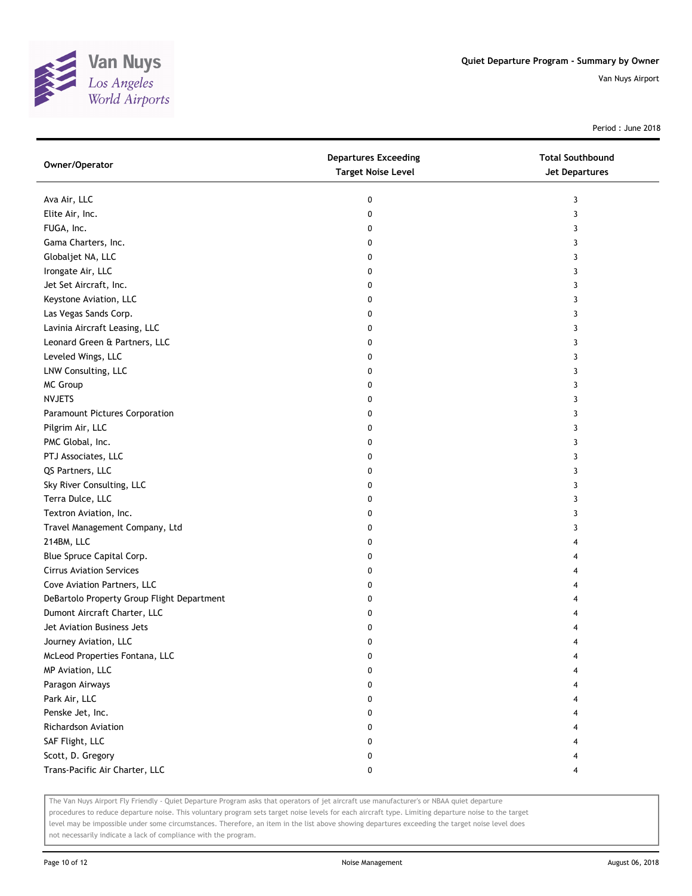Quiet Departure Program - Summary by Owner

Van Nuys Airport

Period : June 2018

| Owner/Operator | Departures Exceeding Target Noise Level | Total Southbound Jet Departures |
|---|---|---|
| Ava Air, LLC | 0 | 3 |
| Elite Air, Inc. | 0 | 3 |
| FUGA, Inc. | 0 | 3 |
| Gama Charters, Inc. | 0 | 3 |
| Globaljet NA, LLC | 0 | 3 |
| Irongate Air, LLC | 0 | 3 |
| Jet Set Aircraft, Inc. | 0 | 3 |
| Keystone Aviation, LLC | 0 | 3 |
| Las Vegas Sands Corp. | 0 | 3 |
| Lavinia Aircraft Leasing, LLC | 0 | 3 |
| Leonard Green & Partners, LLC | 0 | 3 |
| Leveled Wings, LLC | 0 | 3 |
| LNW Consulting, LLC | 0 | 3 |
| MC Group | 0 | 3 |
| NVJETS | 0 | 3 |
| Paramount Pictures Corporation | 0 | 3 |
| Pilgrim Air, LLC | 0 | 3 |
| PMC Global, Inc. | 0 | 3 |
| PTJ Associates, LLC | 0 | 3 |
| QS Partners, LLC | 0 | 3 |
| Sky River Consulting, LLC | 0 | 3 |
| Terra Dulce, LLC | 0 | 3 |
| Textron Aviation, Inc. | 0 | 3 |
| Travel Management Company, Ltd | 0 | 3 |
| 214BM, LLC | 0 | 4 |
| Blue Spruce Capital Corp. | 0 | 4 |
| Cirrus Aviation Services | 0 | 4 |
| Cove Aviation Partners, LLC | 0 | 4 |
| DeBartolo Property Group Flight Department | 0 | 4 |
| Dumont Aircraft Charter, LLC | 0 | 4 |
| Jet Aviation Business Jets | 0 | 4 |
| Journey Aviation, LLC | 0 | 4 |
| McLeod Properties Fontana, LLC | 0 | 4 |
| MP Aviation, LLC | 0 | 4 |
| Paragon Airways | 0 | 4 |
| Park Air, LLC | 0 | 4 |
| Penske Jet, Inc. | 0 | 4 |
| Richardson Aviation | 0 | 4 |
| SAF Flight, LLC | 0 | 4 |
| Scott, D. Gregory | 0 | 4 |
| Trans-Pacific Air Charter, LLC | 0 | 4 |

The Van Nuys Airport Fly Friendly - Quiet Departure Program asks that operators of jet aircraft use manufacturer's or NBAA quiet departure procedures to reduce departure noise. This voluntary program sets target noise levels for each aircraft type. Limiting departure noise to the target level may be impossible under some circumstances. Therefore, an item in the list above showing departures exceeding the target noise level does not necessarily indicate a lack of compliance with the program.

Noise Management

August 06, 2018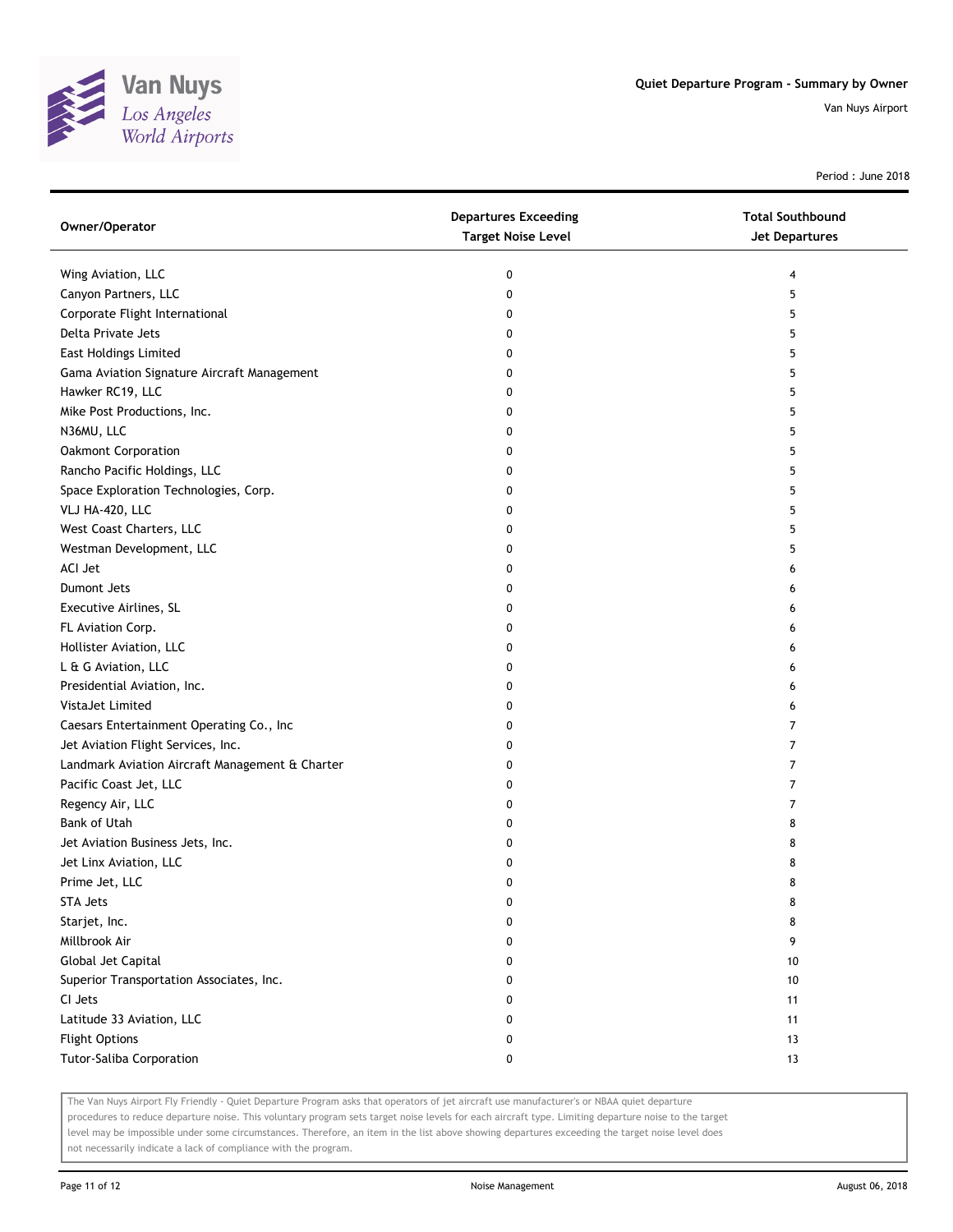# Quiet Departure Program - Summary by Owner

Van Nuys Airport

Period : June 2018

| Owner/Operator | Departures Exceeding Target Noise Level | Total Southbound Jet Departures |
|---|---|---|
| Wing Aviation, LLC | 0 | 4 |
| Canyon Partners, LLC | 0 | 5 |
| Corporate Flight International | 0 | 5 |
| Delta Private Jets | 0 | 5 |
| East Holdings Limited | 0 | 5 |
| Gama Aviation Signature Aircraft Management | 0 | 5 |
| Hawker RC19, LLC | 0 | 5 |
| Mike Post Productions, Inc. | 0 | 5 |
| N36MU, LLC | 0 | 5 |
| Oakmont Corporation | 0 | 5 |
| Rancho Pacific Holdings, LLC | 0 | 5 |
| Space Exploration Technologies, Corp. | 0 | 5 |
| VLJ HA-420, LLC | 0 | 5 |
| West Coast Charters, LLC | 0 | 5 |
| Westman Development, LLC | 0 | 5 |
| ACI Jet | 0 | 6 |
| Dumont Jets | 0 | 6 |
| Executive Airlines, SL | 0 | 6 |
| FL Aviation Corp. | 0 | 6 |
| Hollister Aviation, LLC | 0 | 6 |
| L & G Aviation, LLC | 0 | 6 |
| Presidential Aviation, Inc. | 0 | 6 |
| VistaJet Limited | 0 | 6 |
| Caesars Entertainment Operating Co., Inc | 0 | 7 |
| Jet Aviation Flight Services, Inc. | 0 | 7 |
| Landmark Aviation Aircraft Management & Charter | 0 | 7 |
| Pacific Coast Jet, LLC | 0 | 7 |
| Regency Air, LLC | 0 | 7 |
| Bank of Utah | 0 | 8 |
| Jet Aviation Business Jets, Inc. | 0 | 8 |
| Jet Linx Aviation, LLC | 0 | 8 |
| Prime Jet, LLC | 0 | 8 |
| STA Jets | 0 | 8 |
| Starjet, Inc. | 0 | 8 |
| Millbrook Air | 0 | 9 |
| Global Jet Capital | 0 | 10 |
| Superior Transportation Associates, Inc. | 0 | 10 |
| CI Jets | 0 | 11 |
| Latitude 33 Aviation, LLC | 0 | 11 |
| Flight Options | 0 | 13 |
| Tutor-Saliba Corporation | 0 | 13 |

The Van Nuys Airport Fly Friendly - Quiet Departure Program asks that operators of jet aircraft use manufacturer's or NBAA quiet departure procedures to reduce departure noise. This voluntary program sets target noise levels for each aircraft type. Limiting departure noise to the target level may be impossible under some circumstances. Therefore, an item in the list above showing departures exceeding the target noise level does not necessarily indicate a lack of compliance with the program.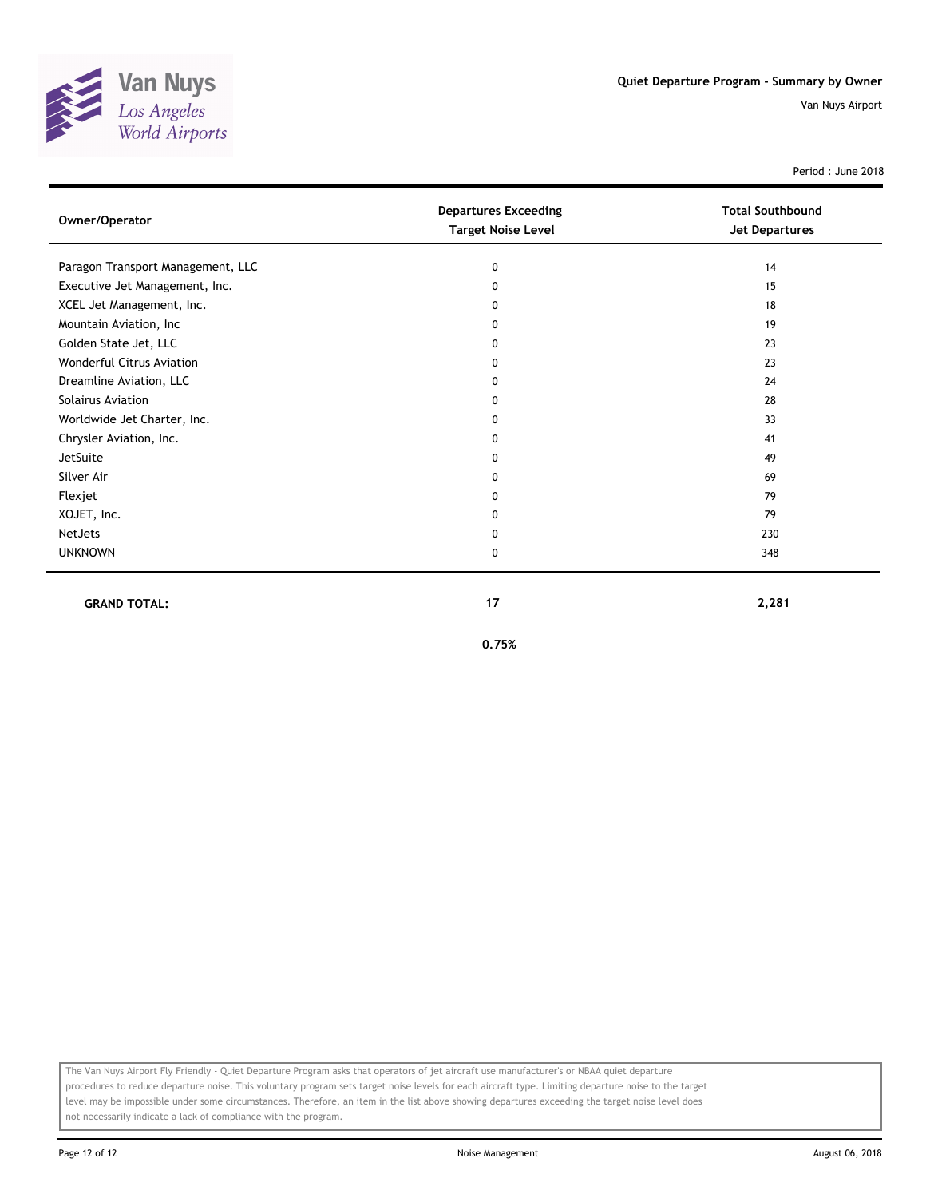Quiet Departure Program - Summary by Owner

Van Nuys Airport

Period : June 2018

| Owner/Operator | Departures Exceeding Target Noise Level | Total Southbound Jet Departures |
|---|---|---|
| Paragon Transport Management, LLC | 0 | 14 |
| Executive Jet Management, Inc. | 0 | 15 |
| XCEL Jet Management, Inc. | 0 | 18 |
| Mountain Aviation, Inc | 0 | 19 |
| Golden State Jet, LLC | 0 | 23 |
| Wonderful Citrus Aviation | 0 | 23 |
| Dreamline Aviation, LLC | 0 | 24 |
| Solairus Aviation | 0 | 28 |
| Worldwide Jet Charter, Inc. | 0 | 33 |
| Chrysler Aviation, Inc. | 0 | 41 |
| JetSuite | 0 | 49 |
| Silver Air | 0 | 69 |
| Flexjet | 0 | 79 |
| XOJET, Inc. | 0 | 79 |
| NetJets | 0 | 230 |
| UNKNOWN | 0 | 348 |
| **GRAND TOTAL:** | **17** | **2,281** |
| | **0.75%** | |

The Van Nuys Airport Fly Friendly - Quiet Departure Program asks that operators of jet aircraft use manufacturer's or NBAA quiet departure procedures to reduce departure noise. This voluntary program sets target noise levels for each aircraft type. Limiting departure noise to the target level may be impossible under some circumstances. Therefore, an item in the list above showing departures exceeding the target noise level does not necessarily indicate a lack of compliance with the program.